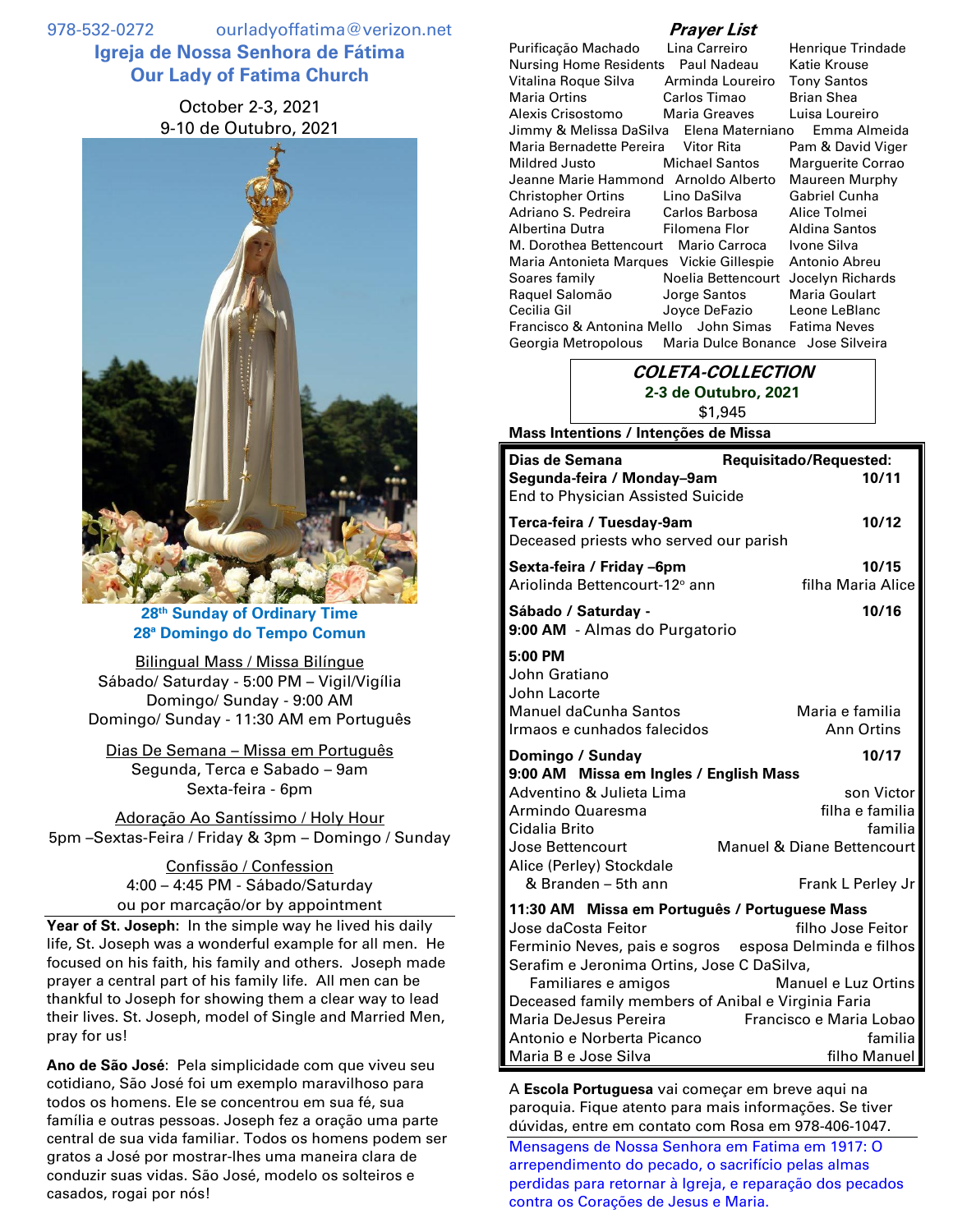978-532-0272 ourladyoffatima@verizon.net

# Igreja de Nossa Senhora de Fátima
# Our Lady of Fatima Church

October 2-3, 2021
9-10 de Outubro, 2021

**28th Sunday of Ordinary Time**
**28ª Domingo do Tempo Comun**

Bilingual Mass / Missa Bilíngue
Sábado/ Saturday - 5:00 PM – Vigil/Vigília
Domingo/ Sunday - 9:00 AM
Domingo/ Sunday - 11:30 AM em Português

Dias De Semana – Missa em Português
Segunda, Terca e Sabado – 9am
Sexta-feira - 6pm

Adoração Ao Santíssimo / Holy Hour
5pm –Sextas-Feira / Friday & 3pm – Domingo / Sunday

Confissão / Confession
4:00 – 4:45 PM - Sábado/Saturday
ou por marcação/or by appointment

**Year of St. Joseph**: In the simple way he lived his daily life, St. Joseph was a wonderful example for all men. He focused on his faith, his family and others. Joseph made prayer a central part of his family life. All men can be thankful to Joseph for showing them a clear way to lead their lives. St. Joseph, model of Single and Married Men, pray for us!

**Ano de São José**: Pela simplicidade com que viveu seu cotidiano, São José foi um exemplo maravilhoso para todos os homens. Ele se concentrou em sua fé, sua família e outras pessoas. Joseph fez a oração uma parte central de sua vida familiar. Todos os homens podem ser gratos a José por mostrar-lhes uma maneira clara de conduzir suas vidas. São José, modelo os solteiros e casados, rogai por nós!

## Prayer List

Purificação Machado, Lina Carreiro, Henrique Trindade, Nursing Home Residents, Paul Nadeau, Katie Krouse, Vitalina Roque Silva, Arminda Loureiro, Tony Santos, Maria Ortins, Carlos Timao, Brian Shea, Alexis Crisostomo, Maria Greaves, Luisa Loureiro, Jimmy & Melissa DaSilva, Elena Materniano, Emma Almeida, Maria Bernadette Pereira, Vitor Rita, Pam & David Viger, Mildred Justo, Michael Santos, Marguerite Corrao, Jeanne Marie Hammond, Arnoldo Alberto, Maureen Murphy, Christopher Ortins, Lino DaSilva, Gabriel Cunha, Adriano S. Pedreira, Carlos Barbosa, Alice Tolmei, Albertina Dutra, Filomena Flor, Aldina Santos, M. Dorothea Bettencourt, Mario Carroca, Ivone Silva, Maria Antonieta Marques, Vickie Gillespie, Antonio Abreu, Soares family, Noelia Bettencourt, Jocelyn Richards, Raquel Salomão, Jorge Santos, Maria Goulart, Cecilia Gil, Joyce DeFazio, Leone LeBlanc, Francisco & Antonina Mello, John Simas, Fatima Neves, Georgia Metropolous, Maria Dulce Bonance, Jose Silveira

**COLETA-COLLECTION**
**2-3 de Outubro, 2021**
$1,945

**Mass Intentions / Intenções de Missa**

| **Dias de Semana** | **Requisitado/Requested:** |
|---|---|
| **Segunda-feira / Monday–9am** | **10/11** |
| End to Physician Assisted Suicide | |
| **Terca-feira / Tuesday-9am** | **10/12** |
| Deceased priests who served our parish | |
| **Sexta-feira / Friday –6pm** | **10/15** |
| Ariolinda Bettencourt-12º ann | filha Maria Alice |
| **Sábado / Saturday -** | **10/16** |
| **9:00 AM** - Almas do Purgatorio | |
| **5:00 PM** | |
| John Gratiano | |
| John Lacorte | |
| Manuel daCunha Santos | Maria e familia |
| Irmaos e cunhados falecidos | Ann Ortins |
| **Domingo / Sunday** | **10/17** |
| **9:00 AM Missa em Ingles / English Mass** | |
| Adventino & Julieta Lima | son Victor |
| Armindo Quaresma | filha e familia |
| Cidalia Brito | familia |
| Jose Bettencourt | Manuel & Diane Bettencourt |
| Alice (Perley) Stockdale & Branden – 5th ann | Frank L Perley Jr |
| **11:30 AM Missa em Português / Portuguese Mass** | |
| Jose daCosta Feitor | filho Jose Feitor |
| Ferminio Neves, pais e sogros | esposa Delminda e filhos |
| Serafim e Jeronima Ortins, Jose C DaSilva, Familiares e amigos | Manuel e Luz Ortins |
| Deceased family members of Anibal e Virginia Faria | |
| Maria DeJesus Pereira | Francisco e Maria Lobao |
| Antonio e Norberta Picanco | familia |
| Maria B e Jose Silva | filho Manuel |

A **Escola Portuguesa** vai começar em breve aqui na paroquia. Fique atento para mais informações. Se tiver dúvidas, entre em contato com Rosa em 978-406-1047.

Mensagens de Nossa Senhora em Fatima em 1917: O arrependimento do pecado, o sacrifício pelas almas perdidas para retornar à Igreja, e reparação dos pecados contra os Corações de Jesus e Maria.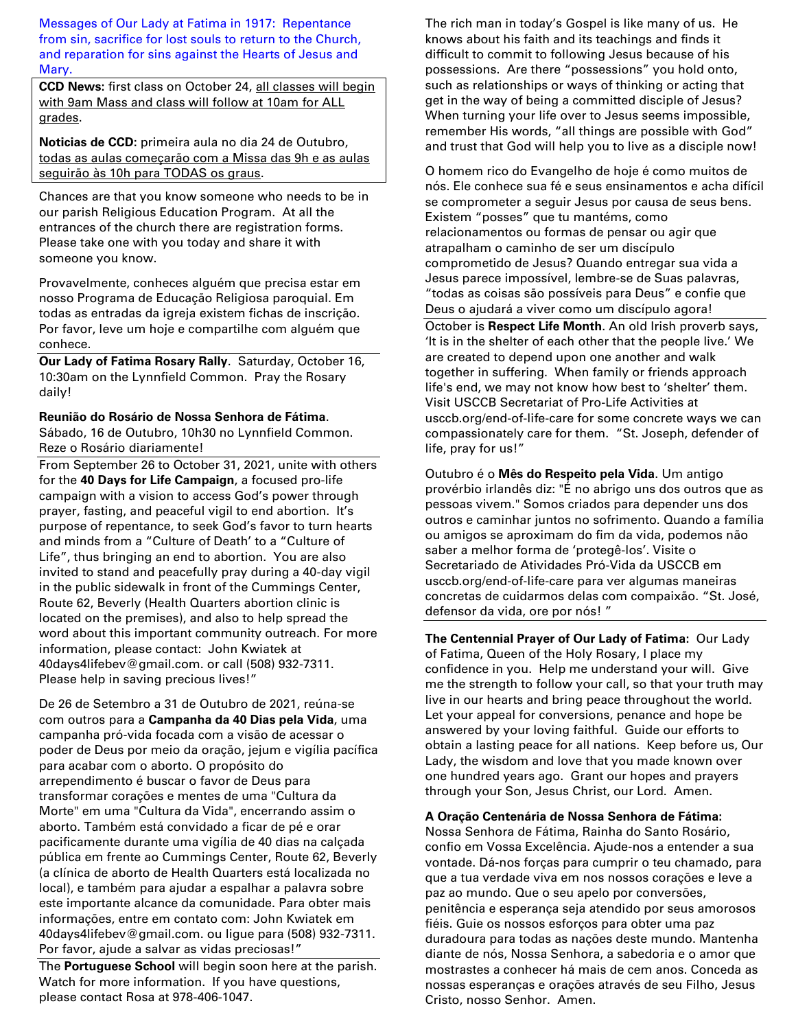Messages of Our Lady at Fatima in 1917: Repentance from sin, sacrifice for lost souls to return to the Church, and reparation for sins against the Hearts of Jesus and Mary.

**CCD News:** first class on October 24, all classes will begin with 9am Mass and class will follow at 10am for ALL grades.

**Noticias de CCD:** primeira aula no dia 24 de Outubro, todas as aulas começarão com a Missa das 9h e as aulas seguirão às 10h para TODAS os graus.

Chances are that you know someone who needs to be in our parish Religious Education Program. At all the entrances of the church there are registration forms. Please take one with you today and share it with someone you know.

Provavelmente, conheces alguém que precisa estar em nosso Programa de Educação Religiosa paroquial. Em todas as entradas da igreja existem fichas de inscrição. Por favor, leve um hoje e compartilhe com alguém que conhece.

**Our Lady of Fatima Rosary Rally**. Saturday, October 16, 10:30am on the Lynnfield Common. Pray the Rosary daily!

**Reunião do Rosário de Nossa Senhora de Fátima**. Sábado, 16 de Outubro, 10h30 no Lynnfield Common. Reze o Rosário diariamente!

From September 26 to October 31, 2021, unite with others for the **40 Days for Life Campaign**, a focused pro-life campaign with a vision to access God's power through prayer, fasting, and peaceful vigil to end abortion. It's purpose of repentance, to seek God's favor to turn hearts and minds from a "Culture of Death' to a "Culture of Life", thus bringing an end to abortion. You are also invited to stand and peacefully pray during a 40-day vigil in the public sidewalk in front of the Cummings Center, Route 62, Beverly (Health Quarters abortion clinic is located on the premises), and also to help spread the word about this important community outreach. For more information, please contact: John Kwiatek at 40days4lifebev@gmail.com. or call (508) 932-7311. Please help in saving precious lives!"

De 26 de Setembro a 31 de Outubro de 2021, reúna-se com outros para a **Campanha da 40 Dias pela Vida**, uma campanha pró-vida focada com a visão de acessar o poder de Deus por meio da oração, jejum e vigília pacífica para acabar com o aborto. O propósito do arrependimento é buscar o favor de Deus para transformar corações e mentes de uma "Cultura da Morte" em uma "Cultura da Vida", encerrando assim o aborto. Também está convidado a ficar de pé e orar pacificamente durante uma vigília de 40 dias na calçada pública em frente ao Cummings Center, Route 62, Beverly (a clínica de aborto de Health Quarters está localizada no local), e também para ajudar a espalhar a palavra sobre este importante alcance da comunidade. Para obter mais informações, entre em contato com: John Kwiatek em 40days4lifebev@gmail.com. ou ligue para (508) 932-7311. Por favor, ajude a salvar as vidas preciosas!"

The **Portuguese School** will begin soon here at the parish. Watch for more information. If you have questions, please contact Rosa at 978-406-1047.

The rich man in today's Gospel is like many of us. He knows about his faith and its teachings and finds it difficult to commit to following Jesus because of his possessions. Are there "possessions" you hold onto, such as relationships or ways of thinking or acting that get in the way of being a committed disciple of Jesus? When turning your life over to Jesus seems impossible, remember His words, "all things are possible with God" and trust that God will help you to live as a disciple now!

O homem rico do Evangelho de hoje é como muitos de nós. Ele conhece sua fé e seus ensinamentos e acha difícil se comprometer a seguir Jesus por causa de seus bens. Existem "posses" que tu mantéms, como relacionamentos ou formas de pensar ou agir que atrapalham o caminho de ser um discípulo comprometido de Jesus? Quando entregar sua vida a Jesus parece impossível, lembre-se de Suas palavras, "todas as coisas são possíveis para Deus" e confie que Deus o ajudará a viver como um discípulo agora!

October is **Respect Life Month**. An old Irish proverb says, 'It is in the shelter of each other that the people live.' We are created to depend upon one another and walk together in suffering. When family or friends approach life's end, we may not know how best to 'shelter' them. Visit USCCB Secretariat of Pro-Life Activities at usccb.org/end-of-life-care for some concrete ways we can compassionately care for them. "St. Joseph, defender of life, pray for us!"

Outubro é o **Mês do Respeito pela Vida**. Um antigo provérbio irlandês diz: "É no abrigo uns dos outros que as pessoas vivem." Somos criados para depender uns dos outros e caminhar juntos no sofrimento. Quando a família ou amigos se aproximam do fim da vida, podemos não saber a melhor forma de 'protegê-los'. Visite o Secretariado de Atividades Pró-Vida da USCCB em usccb.org/end-of-life-care para ver algumas maneiras concretas de cuidarmos delas com compaixão. "St. José, defensor da vida, ore por nós! "

**The Centennial Prayer of Our Lady of Fatima**: Our Lady of Fatima, Queen of the Holy Rosary, I place my confidence in you. Help me understand your will. Give me the strength to follow your call, so that your truth may live in our hearts and bring peace throughout the world. Let your appeal for conversions, penance and hope be answered by your loving faithful. Guide our efforts to obtain a lasting peace for all nations. Keep before us, Our Lady, the wisdom and love that you made known over one hundred years ago. Grant our hopes and prayers through your Son, Jesus Christ, our Lord. Amen.

**A Oração Centenária de Nossa Senhora de Fátima**: Nossa Senhora de Fátima, Rainha do Santo Rosário, confio em Vossa Excelência. Ajude-nos a entender a sua vontade. Dá-nos forças para cumprir o teu chamado, para que a tua verdade viva em nos nossos corações e leve a paz ao mundo. Que o seu apelo por conversões, penitência e esperança seja atendido por seus amorosos fiéis. Guie os nossos esforços para obter uma paz duradoura para todas as nações deste mundo. Mantenha diante de nós, Nossa Senhora, a sabedoria e o amor que mostrastes a conhecer há mais de cem anos. Conceda as nossas esperanças e orações através de seu Filho, Jesus Cristo, nosso Senhor. Amen.